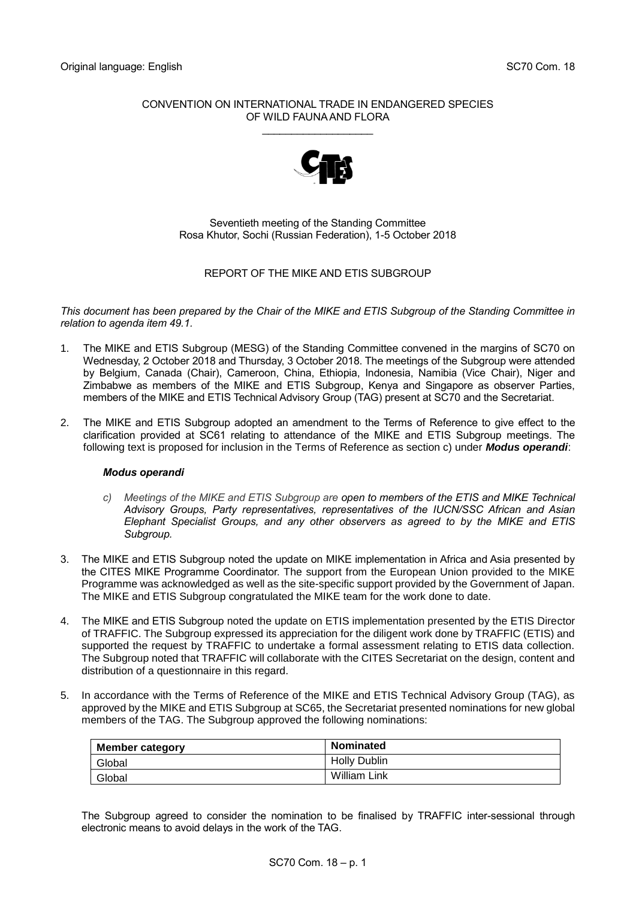Original language: English SC70 Com. 18

CONVENTION ON INTERNATIONAL TRADE IN ENDANGERED SPECIES OF WILD FAUNA AND FLORA

\_\_\_\_\_\_\_\_\_\_\_\_\_\_\_\_\_\_\_

Seventieth meeting of the Standing Committee
Rosa Khutor, Sochi (Russian Federation), 1-5 October 2018

REPORT OF THE MIKE AND ETIS SUBGROUP

*This document has been prepared by the Chair of the MIKE and ETIS Subgroup of the Standing Committee in relation to agenda item 49.1.*

1. The MIKE and ETIS Subgroup (MESG) of the Standing Committee convened in the margins of SC70 on Wednesday, 2 October 2018 and Thursday, 3 October 2018. The meetings of the Subgroup were attended by Belgium, Canada (Chair), Cameroon, China, Ethiopia, Indonesia, Namibia (Vice Chair), Niger and Zimbabwe as members of the MIKE and ETIS Subgroup, Kenya and Singapore as observer Parties, members of the MIKE and ETIS Technical Advisory Group (TAG) present at SC70 and the Secretariat.

2. The MIKE and ETIS Subgroup adopted an amendment to the Terms of Reference to give effect to the clarification provided at SC61 relating to attendance of the MIKE and ETIS Subgroup meetings. The following text is proposed for inclusion in the Terms of Reference as section c) under ***Modus operandi***:

   ***Modus operandi***

   *c) Meetings of the MIKE and ETIS Subgroup are open to members of the ETIS and MIKE Technical Advisory Groups, Party representatives, representatives of the IUCN/SSC African and Asian Elephant Specialist Groups, and any other observers as agreed to by the MIKE and ETIS Subgroup.*

3. The MIKE and ETIS Subgroup noted the update on MIKE implementation in Africa and Asia presented by the CITES MIKE Programme Coordinator. The support from the European Union provided to the MIKE Programme was acknowledged as well as the site-specific support provided by the Government of Japan. The MIKE and ETIS Subgroup congratulated the MIKE team for the work done to date.

4. The MIKE and ETIS Subgroup noted the update on ETIS implementation presented by the ETIS Director of TRAFFIC. The Subgroup expressed its appreciation for the diligent work done by TRAFFIC (ETIS) and supported the request by TRAFFIC to undertake a formal assessment relating to ETIS data collection. The Subgroup noted that TRAFFIC will collaborate with the CITES Secretariat on the design, content and distribution of a questionnaire in this regard.

5. In accordance with the Terms of Reference of the MIKE and ETIS Technical Advisory Group (TAG), as approved by the MIKE and ETIS Subgroup at SC65, the Secretariat presented nominations for new global members of the TAG. The Subgroup approved the following nominations:

   | Member category | Nominated |
   | --- | --- |
   | Global | Holly Dublin |
   | Global | William Link |

   The Subgroup agreed to consider the nomination to be finalised by TRAFFIC inter-sessional through electronic means to avoid delays in the work of the TAG.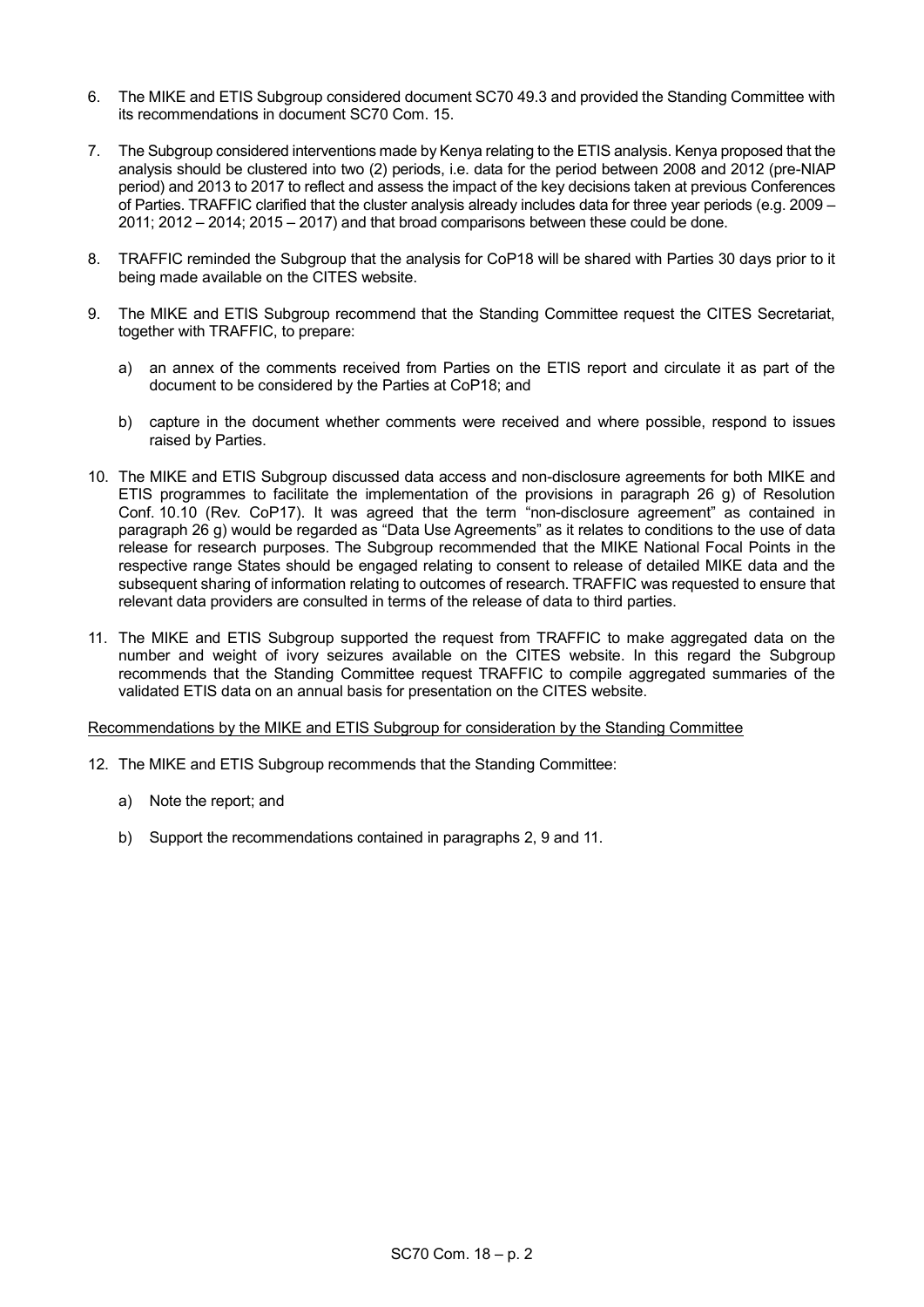6. The MIKE and ETIS Subgroup considered document SC70 49.3 and provided the Standing Committee with its recommendations in document SC70 Com. 15.

7. The Subgroup considered interventions made by Kenya relating to the ETIS analysis. Kenya proposed that the analysis should be clustered into two (2) periods, i.e. data for the period between 2008 and 2012 (pre-NIAP period) and 2013 to 2017 to reflect and assess the impact of the key decisions taken at previous Conferences of Parties. TRAFFIC clarified that the cluster analysis already includes data for three year periods (e.g. 2009 – 2011; 2012 – 2014; 2015 – 2017) and that broad comparisons between these could be done.

8. TRAFFIC reminded the Subgroup that the analysis for CoP18 will be shared with Parties 30 days prior to it being made available on the CITES website.

9. The MIKE and ETIS Subgroup recommend that the Standing Committee request the CITES Secretariat, together with TRAFFIC, to prepare:

   a) an annex of the comments received from Parties on the ETIS report and circulate it as part of the document to be considered by the Parties at CoP18; and

   b) capture in the document whether comments were received and where possible, respond to issues raised by Parties.

10. The MIKE and ETIS Subgroup discussed data access and non-disclosure agreements for both MIKE and ETIS programmes to facilitate the implementation of the provisions in paragraph 26 g) of Resolution Conf. 10.10 (Rev. CoP17). It was agreed that the term "non-disclosure agreement" as contained in paragraph 26 g) would be regarded as "Data Use Agreements" as it relates to conditions to the use of data release for research purposes. The Subgroup recommended that the MIKE National Focal Points in the respective range States should be engaged relating to consent to release of detailed MIKE data and the subsequent sharing of information relating to outcomes of research. TRAFFIC was requested to ensure that relevant data providers are consulted in terms of the release of data to third parties.

11. The MIKE and ETIS Subgroup supported the request from TRAFFIC to make aggregated data on the number and weight of ivory seizures available on the CITES website. In this regard the Subgroup recommends that the Standing Committee request TRAFFIC to compile aggregated summaries of the validated ETIS data on an annual basis for presentation on the CITES website.

<u>Recommendations by the MIKE and ETIS Subgroup for consideration by the Standing Committee</u>

12. The MIKE and ETIS Subgroup recommends that the Standing Committee:

    a) Note the report; and

    b) Support the recommendations contained in paragraphs 2, 9 and 11.